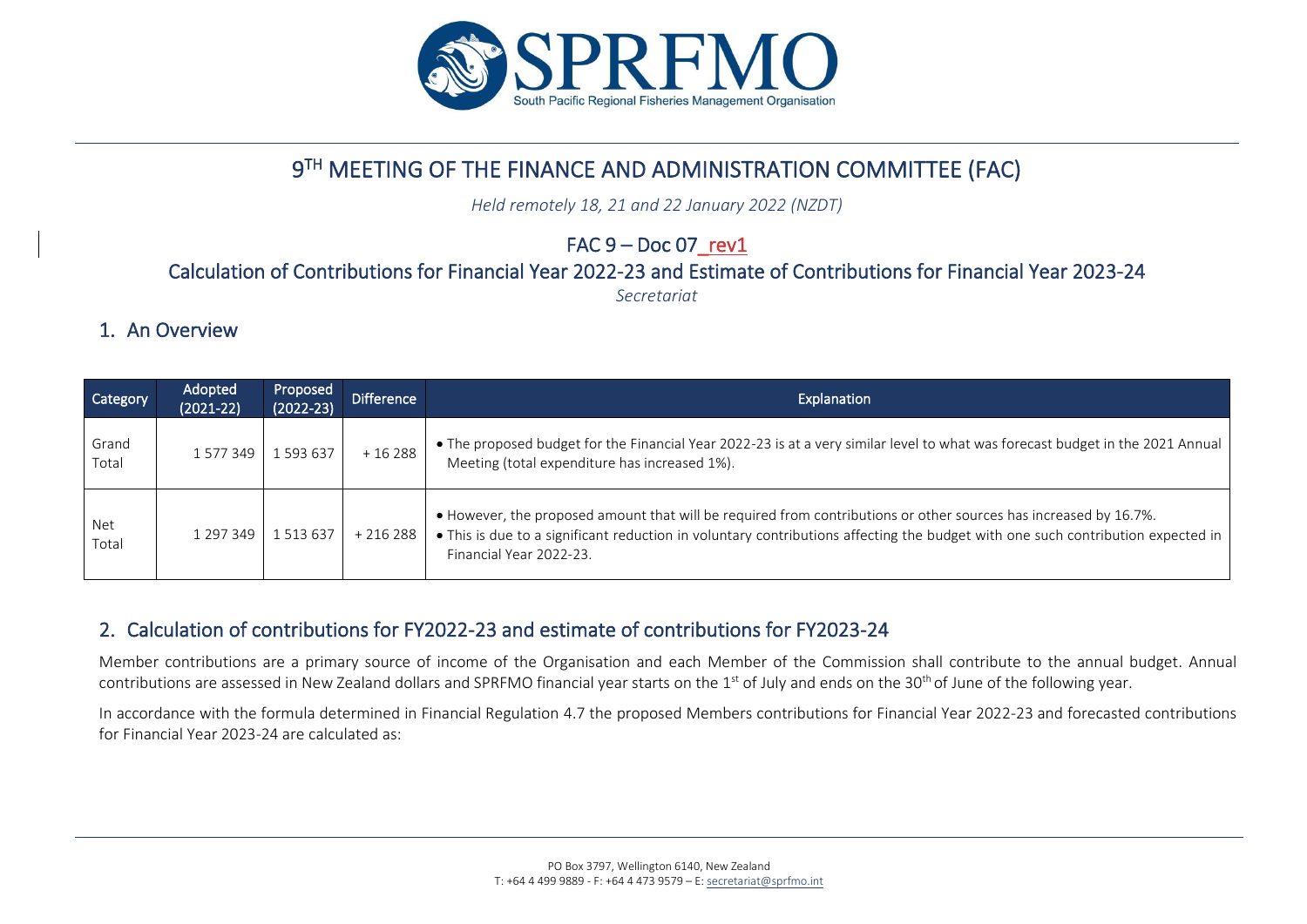# 9TH MEETING OF THE FINANCE AND ADMINISTRATION COMMITTEE (FAC)

*Held remotely 18, 21 and 22 January 2022 (NZDT)*

## FAC 9 – Doc 07_rev1

## Calculation of Contributions for Financial Year 2022-23 and Estimate of Contributions for Financial Year 2023-24

*Secretariat*

## 1. An Overview

| Category | Adopted (2021-22) | Proposed (2022-23) | Difference | Explanation |
|---|---|---|---|---|
| Grand Total | 1 577 349 | 1 593 637 | + 16 288 | • The proposed budget for the Financial Year 2022-23 is at a very similar level to what was forecast budget in the 2021 Annual Meeting (total expenditure has increased 1%). |
| Net Total | 1 297 349 | 1 513 637 | + 216 288 | • However, the proposed amount that will be required from contributions or other sources has increased by 16.7%. • This is due to a significant reduction in voluntary contributions affecting the budget with one such contribution expected in Financial Year 2022-23. |

## 2. Calculation of contributions for FY2022-23 and estimate of contributions for FY2023-24

Member contributions are a primary source of income of the Organisation and each Member of the Commission shall contribute to the annual budget. Annual contributions are assessed in New Zealand dollars and SPRFMO financial year starts on the 1st of July and ends on the 30th of June of the following year.

In accordance with the formula determined in Financial Regulation 4.7 the proposed Members contributions for Financial Year 2022-23 and forecasted contributions for Financial Year 2023-24 are calculated as: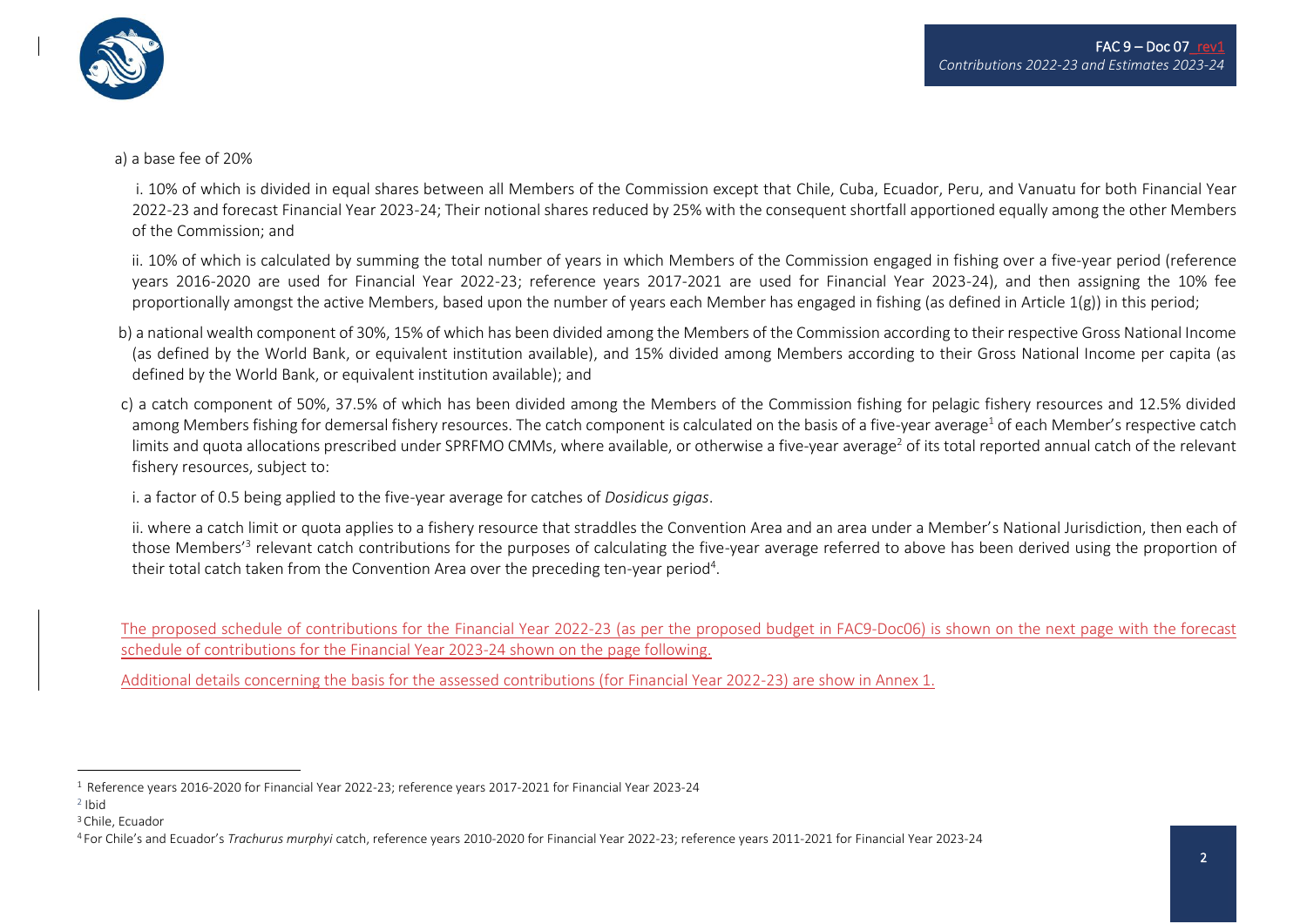a) a base fee of 20%

i. 10% of which is divided in equal shares between all Members of the Commission except that Chile, Cuba, Ecuador, Peru, and Vanuatu for both Financial Year 2022-23 and forecast Financial Year 2023-24; Their notional shares reduced by 25% with the consequent shortfall apportioned equally among the other Members of the Commission; and

ii. 10% of which is calculated by summing the total number of years in which Members of the Commission engaged in fishing over a five-year period (reference years 2016-2020 are used for Financial Year 2022-23; reference years 2017-2021 are used for Financial Year 2023-24), and then assigning the 10% fee proportionally amongst the active Members, based upon the number of years each Member has engaged in fishing (as defined in Article 1(g)) in this period;

b) a national wealth component of 30%, 15% of which has been divided among the Members of the Commission according to their respective Gross National Income (as defined by the World Bank, or equivalent institution available), and 15% divided among Members according to their Gross National Income per capita (as defined by the World Bank, or equivalent institution available); and

c) a catch component of 50%, 37.5% of which has been divided among the Members of the Commission fishing for pelagic fishery resources and 12.5% divided among Members fishing for demersal fishery resources. The catch component is calculated on the basis of a five-year average[1] of each Member's respective catch limits and quota allocations prescribed under SPRFMO CMMs, where available, or otherwise a five-year average[2] of its total reported annual catch of the relevant fishery resources, subject to:

i. a factor of 0.5 being applied to the five-year average for catches of *Dosidicus gigas*.

ii. where a catch limit or quota applies to a fishery resource that straddles the Convention Area and an area under a Member's National Jurisdiction, then each of those Members'[3] relevant catch contributions for the purposes of calculating the five-year average referred to above has been derived using the proportion of their total catch taken from the Convention Area over the preceding ten-year period[4].

The proposed schedule of contributions for the Financial Year 2022-23 (as per the proposed budget in FAC9-Doc06) is shown on the next page with the forecast schedule of contributions for the Financial Year 2023-24 shown on the page following.

Additional details concerning the basis for the assessed contributions (for Financial Year 2022-23) are show in Annex 1.

---

[1] Reference years 2016-2020 for Financial Year 2022-23; reference years 2017-2021 for Financial Year 2023-24

[2] Ibid

[3] Chile, Ecuador

[4] For Chile's and Ecuador's *Trachurus murphyi* catch, reference years 2010-2020 for Financial Year 2022-23; reference years 2011-2021 for Financial Year 2023-24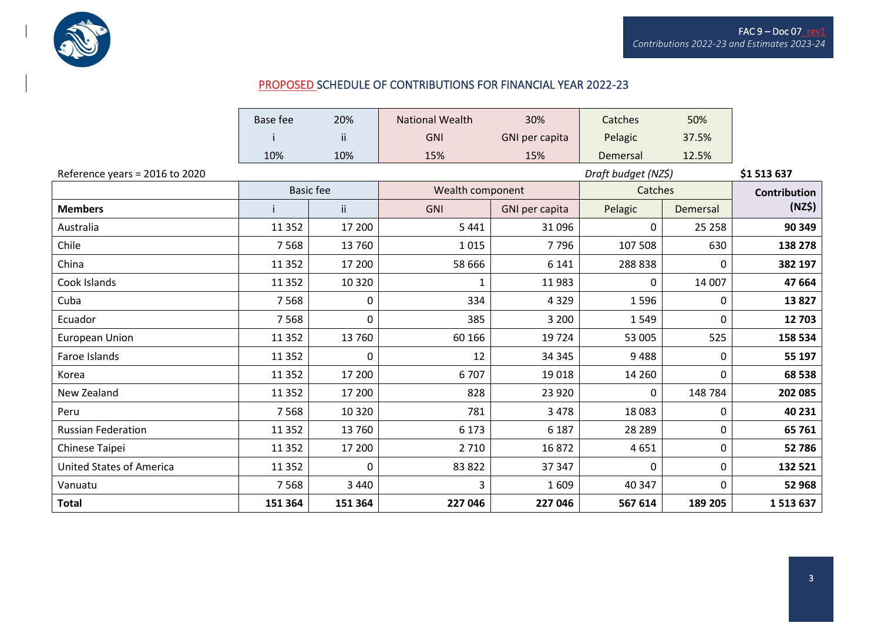## PROPOSED SCHEDULE OF CONTRIBUTIONS FOR FINANCIAL YEAR 2022-23

| Base fee | 20% | National Wealth | 30% | Catches | 50% |
|---|---|---|---|---|---|
| i | ii | GNI | GNI per capita | Pelagic | 37.5% |
| 10% | 10% | 15% | 15% | Demersal | 12.5% |

Reference years = 2016 to 2020

*Draft budget (NZ$)* **$1 513 637**

| | Basic fee | | Wealth component | | Catches | | **Contribution (NZ$)** |
|---|---|---|---|---|---|---|---|
| **Members** | i | ii | GNI | GNI per capita | Pelagic | Demersal | |
| Australia | 11 352 | 17 200 | 5 441 | 31 096 | 0 | 25 258 | **90 349** |
| Chile | 7 568 | 13 760 | 1 015 | 7 796 | 107 508 | 630 | **138 278** |
| China | 11 352 | 17 200 | 58 666 | 6 141 | 288 838 | 0 | **382 197** |
| Cook Islands | 11 352 | 10 320 | 1 | 11 983 | 0 | 14 007 | **47 664** |
| Cuba | 7 568 | 0 | 334 | 4 329 | 1 596 | 0 | **13 827** |
| Ecuador | 7 568 | 0 | 385 | 3 200 | 1 549 | 0 | **12 703** |
| European Union | 11 352 | 13 760 | 60 166 | 19 724 | 53 005 | 525 | **158 534** |
| Faroe Islands | 11 352 | 0 | 12 | 34 345 | 9 488 | 0 | **55 197** |
| Korea | 11 352 | 17 200 | 6 707 | 19 018 | 14 260 | 0 | **68 538** |
| New Zealand | 11 352 | 17 200 | 828 | 23 920 | 0 | 148 784 | **202 085** |
| Peru | 7 568 | 10 320 | 781 | 3 478 | 18 083 | 0 | **40 231** |
| Russian Federation | 11 352 | 13 760 | 6 173 | 6 187 | 28 289 | 0 | **65 761** |
| Chinese Taipei | 11 352 | 17 200 | 2 710 | 16 872 | 4 651 | 0 | **52 786** |
| United States of America | 11 352 | 0 | 83 822 | 37 347 | 0 | 0 | **132 521** |
| Vanuatu | 7 568 | 3 440 | 3 | 1 609 | 40 347 | 0 | **52 968** |
| **Total** | **151 364** | **151 364** | **227 046** | **227 046** | **567 614** | **189 205** | **1 513 637** |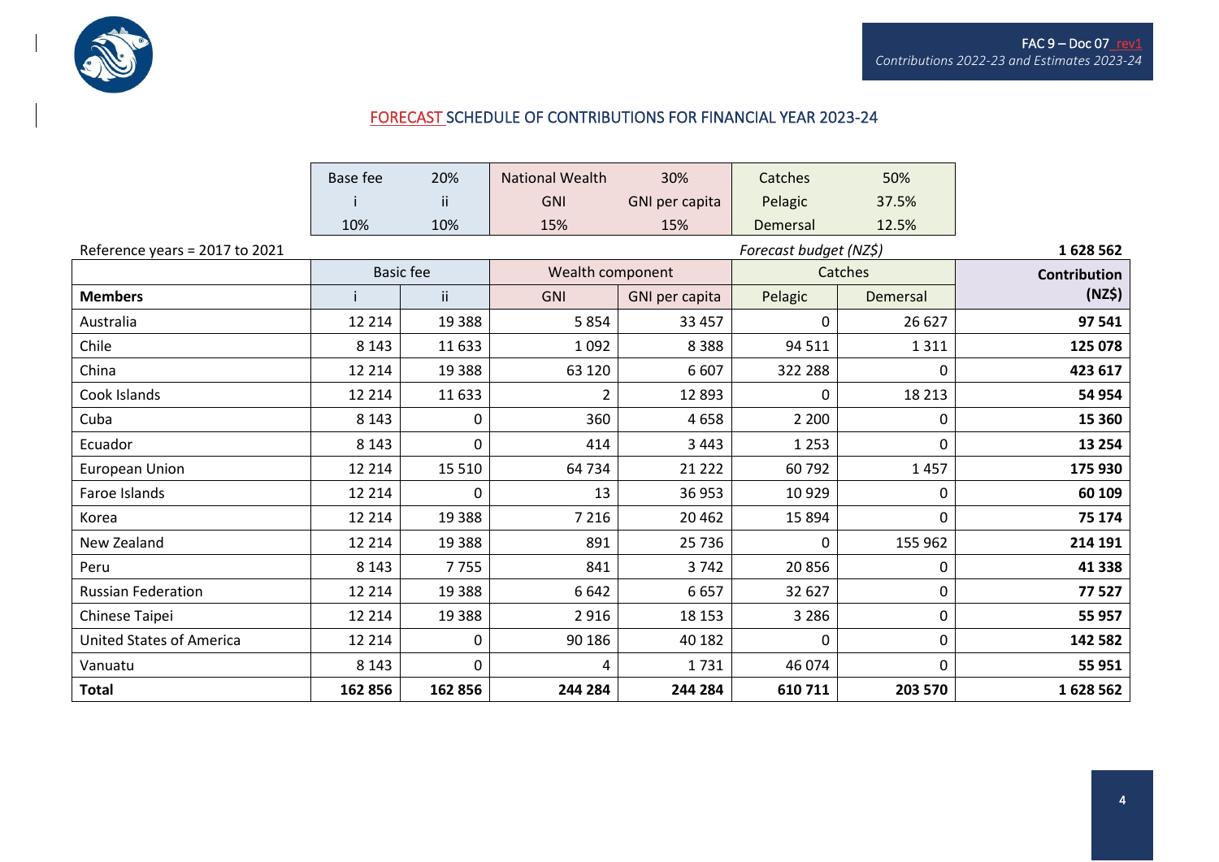## FORECAST SCHEDULE OF CONTRIBUTIONS FOR FINANCIAL YEAR 2023-24

| Base fee | 20% | National Wealth | 30% | Catches | 50% |
|---|---|---|---|---|---|
| i | ii | GNI | GNI per capita | Pelagic | 37.5% |
| 10% | 10% | 15% | 15% | Demersal | 12.5% |

Reference years = 2017 to 2021 — *Forecast budget (NZ$)* **1 628 562**

| | Basic fee | | Wealth component | | Catches | | **Contribution (NZ$)** |
|---|---|---|---|---|---|---|---|
| **Members** | i | ii | GNI | GNI per capita | Pelagic | Demersal | |
| Australia | 12 214 | 19 388 | 5 854 | 33 457 | 0 | 26 627 | **97 541** |
| Chile | 8 143 | 11 633 | 1 092 | 8 388 | 94 511 | 1 311 | **125 078** |
| China | 12 214 | 19 388 | 63 120 | 6 607 | 322 288 | 0 | **423 617** |
| Cook Islands | 12 214 | 11 633 | 2 | 12 893 | 0 | 18 213 | **54 954** |
| Cuba | 8 143 | 0 | 360 | 4 658 | 2 200 | 0 | **15 360** |
| Ecuador | 8 143 | 0 | 414 | 3 443 | 1 253 | 0 | **13 254** |
| European Union | 12 214 | 15 510 | 64 734 | 21 222 | 60 792 | 1 457 | **175 930** |
| Faroe Islands | 12 214 | 0 | 13 | 36 953 | 10 929 | 0 | **60 109** |
| Korea | 12 214 | 19 388 | 7 216 | 20 462 | 15 894 | 0 | **75 174** |
| New Zealand | 12 214 | 19 388 | 891 | 25 736 | 0 | 155 962 | **214 191** |
| Peru | 8 143 | 7 755 | 841 | 3 742 | 20 856 | 0 | **41 338** |
| Russian Federation | 12 214 | 19 388 | 6 642 | 6 657 | 32 627 | 0 | **77 527** |
| Chinese Taipei | 12 214 | 19 388 | 2 916 | 18 153 | 3 286 | 0 | **55 957** |
| United States of America | 12 214 | 0 | 90 186 | 40 182 | 0 | 0 | **142 582** |
| Vanuatu | 8 143 | 0 | 4 | 1 731 | 46 074 | 0 | **55 951** |
| **Total** | **162 856** | **162 856** | **244 284** | **244 284** | **610 711** | **203 570** | **1 628 562** |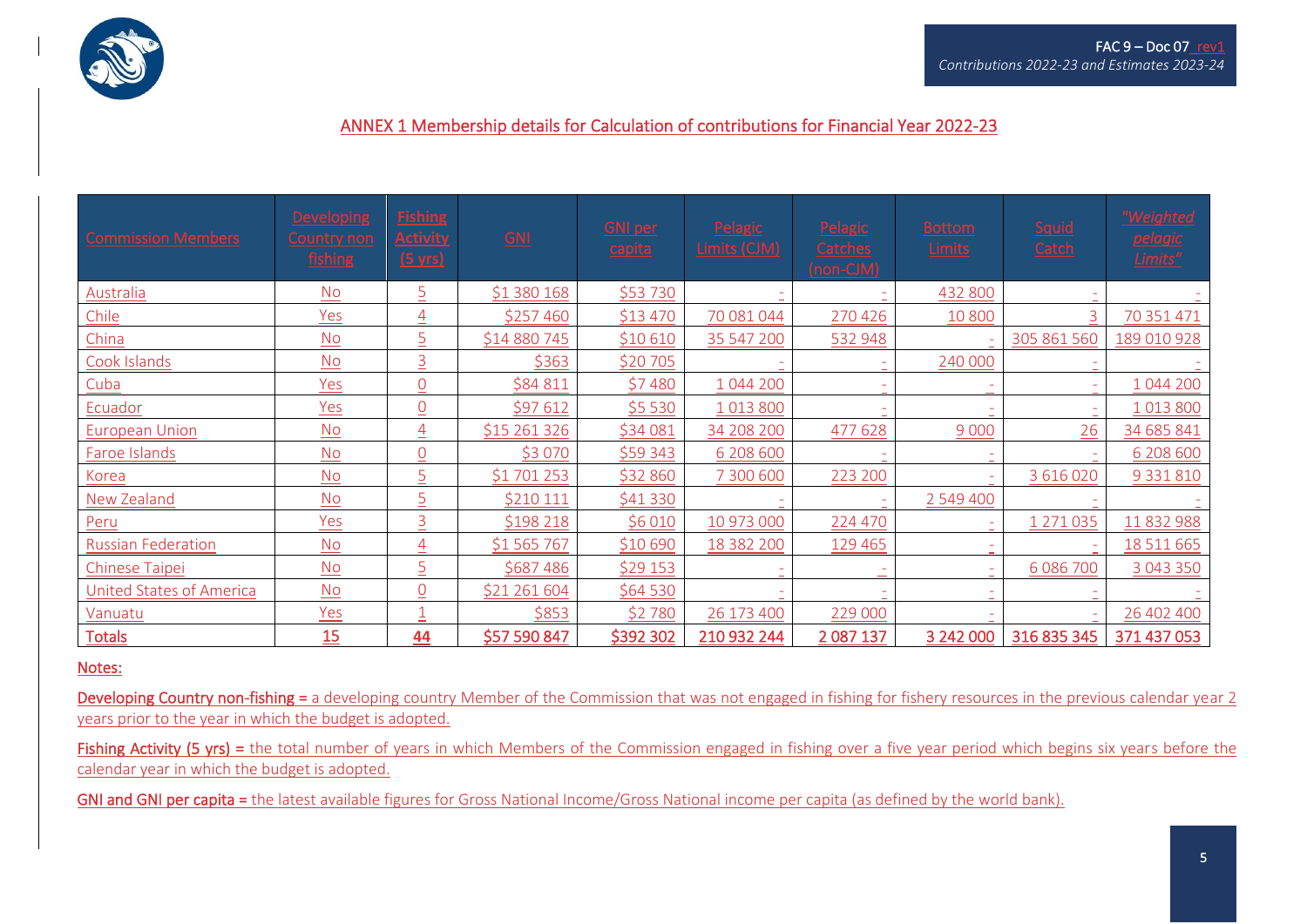# ANNEX 1 Membership details for Calculation of contributions for Financial Year 2022-23

| Commission Members | Developing Country non fishing | Fishing Activity (5 yrs) | GNI | GNI per capita | Pelagic Limits (CJM) | Pelagic Catches (non-CJM) | Bottom Limits | Squid Catch | "Weighted pelagic Limits" |
|---|---|---|---|---|---|---|---|---|---|
| Australia | No | 5 | $1 380 168 | $53 730 | - | - | 432 800 | - | - |
| Chile | Yes | 4 | $257 460 | $13 470 | 70 081 044 | 270 426 | 10 800 | 3 | 70 351 471 |
| China | No | 5 | $14 880 745 | $10 610 | 35 547 200 | 532 948 | - | 305 861 560 | 189 010 928 |
| Cook Islands | No | 3 | $363 | $20 705 | - | - | 240 000 | - | - |
| Cuba | Yes | 0 | $84 811 | $7 480 | 1 044 200 | - | - | - | 1 044 200 |
| Ecuador | Yes | 0 | $97 612 | $5 530 | 1 013 800 | - | - | - | 1 013 800 |
| European Union | No | 4 | $15 261 326 | $34 081 | 34 208 200 | 477 628 | 9 000 | 26 | 34 685 841 |
| Faroe Islands | No | 0 | $3 070 | $59 343 | 6 208 600 | - | - | - | 6 208 600 |
| Korea | No | 5 | $1 701 253 | $32 860 | 7 300 600 | 223 200 | - | 3 616 020 | 9 331 810 |
| New Zealand | No | 5 | $210 111 | $41 330 | - | - | 2 549 400 | - | - |
| Peru | Yes | 3 | $198 218 | $6 010 | 10 973 000 | 224 470 | - | 1 271 035 | 11 832 988 |
| Russian Federation | No | 4 | $1 565 767 | $10 690 | 18 382 200 | 129 465 | - | - | 18 511 665 |
| Chinese Taipei | No | 5 | $687 486 | $29 153 | - | - | - | 6 086 700 | 3 043 350 |
| United States of America | No | 0 | $21 261 604 | $64 530 | - | - | - | - | - |
| Vanuatu | Yes | 1 | $853 | $2 780 | 26 173 400 | 229 000 | - | - | 26 402 400 |
| **Totals** | **15** | **44** | **$57 590 847** | **$392 302** | **210 932 244** | **2 087 137** | **3 242 000** | **316 835 345** | **371 437 053** |

Notes:

**Developing Country non-fishing =** a developing country Member of the Commission that was not engaged in fishing for fishery resources in the previous calendar year 2 years prior to the year in which the budget is adopted.

**Fishing Activity (5 yrs) =** the total number of years in which Members of the Commission engaged in fishing over a five year period which begins six years before the calendar year in which the budget is adopted.

**GNI and GNI per capita =** the latest available figures for Gross National Income/Gross National income per capita (as defined by the world bank).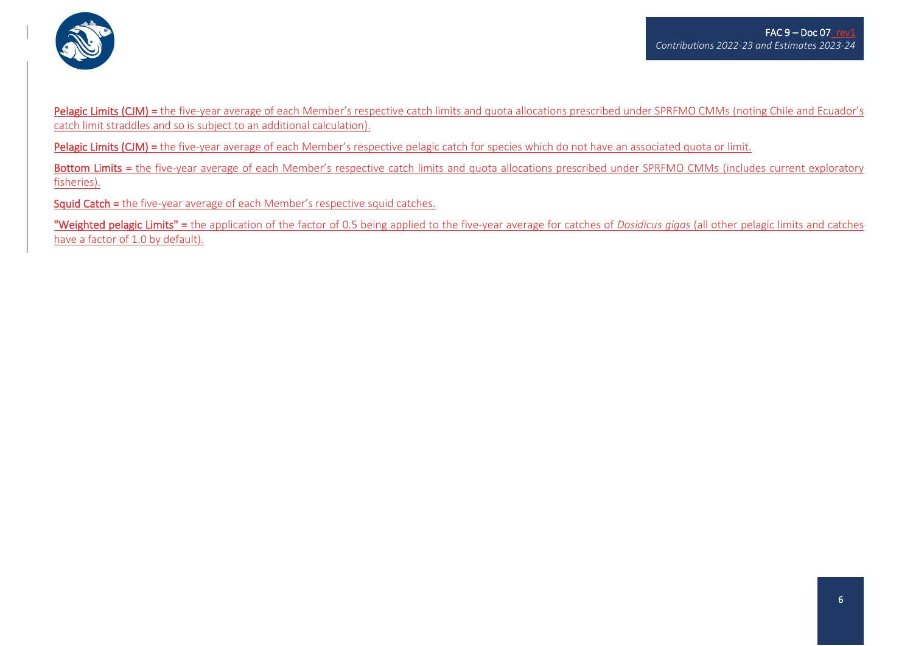**Pelagic Limits (CJM) =** the five-year average of each Member's respective catch limits and quota allocations prescribed under SPRFMO CMMs (noting Chile and Ecuador's catch limit straddles and so is subject to an additional calculation).

**Pelagic Limits (CJM) =** the five-year average of each Member's respective pelagic catch for species which do not have an associated quota or limit.

**Bottom Limits =** the five-year average of each Member's respective catch limits and quota allocations prescribed under SPRFMO CMMs (includes current exploratory fisheries).

**Squid Catch =** the five-year average of each Member's respective squid catches.

**"Weighted pelagic Limits" =** the application of the factor of 0.5 being applied to the five-year average for catches of *Dosidicus gigas* (all other pelagic limits and catches have a factor of 1.0 by default).